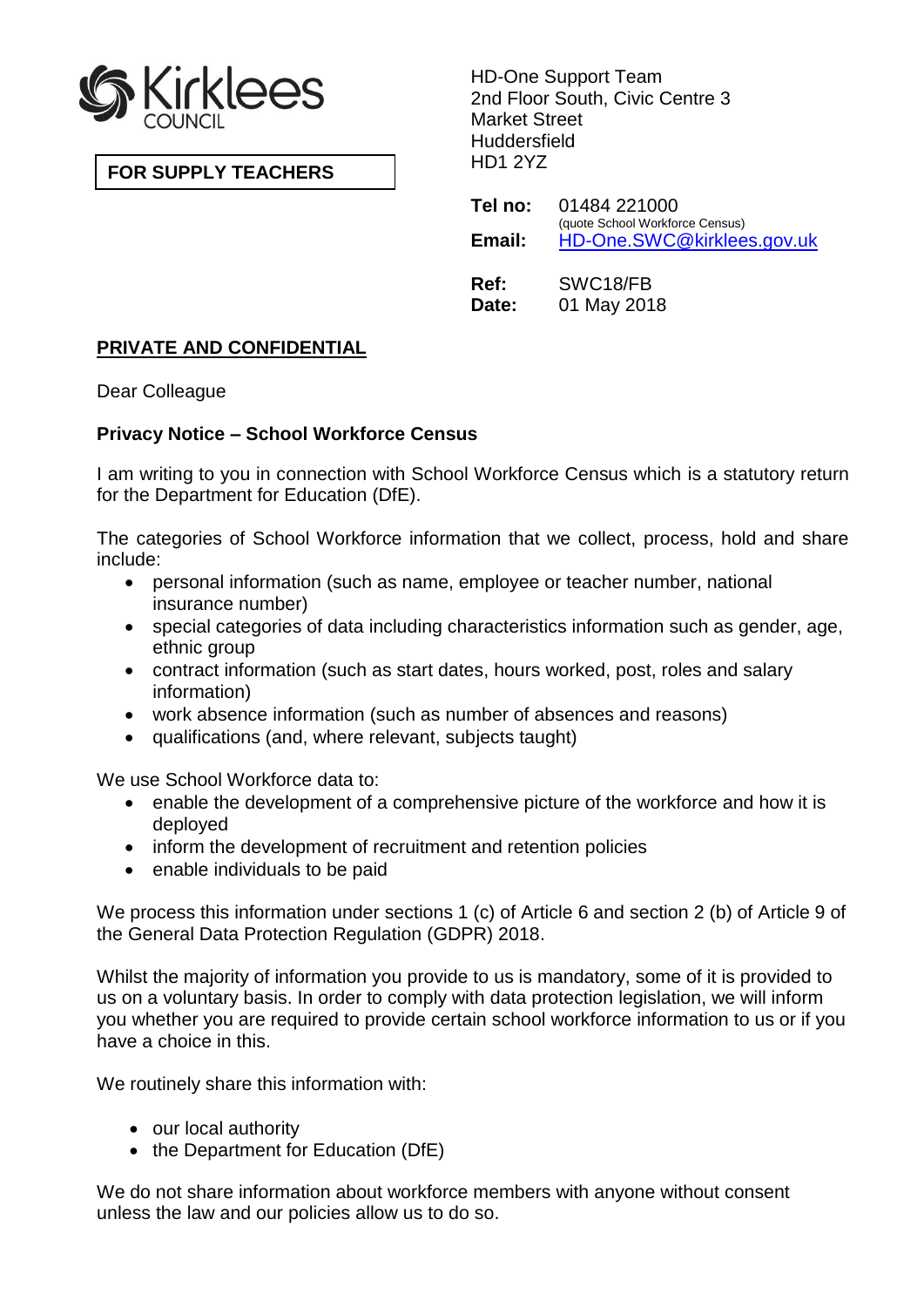Kirklees COUNCIL

**FOR SUPPLY TEACHERS**

HD-One Support Team
2nd Floor South, Civic Centre 3
Market Street
Huddersfield
HD1 2YZ

**Tel no:** 01484 221000
(quote School Workforce Census)
**Email:** HD-One.SWC@kirklees.gov.uk

**Ref:** SWC18/FB
**Date:** 01 May 2018

**PRIVATE AND CONFIDENTIAL**

Dear Colleague

**Privacy Notice – School Workforce Census**

I am writing to you in connection with School Workforce Census which is a statutory return for the Department for Education (DfE).

The categories of School Workforce information that we collect, process, hold and share include:

- personal information (such as name, employee or teacher number, national insurance number)
- special categories of data including characteristics information such as gender, age, ethnic group
- contract information (such as start dates, hours worked, post, roles and salary information)
- work absence information (such as number of absences and reasons)
- qualifications (and, where relevant, subjects taught)

We use School Workforce data to:

- enable the development of a comprehensive picture of the workforce and how it is deployed
- inform the development of recruitment and retention policies
- enable individuals to be paid

We process this information under sections 1 (c) of Article 6 and section 2 (b) of Article 9 of the General Data Protection Regulation (GDPR) 2018.

Whilst the majority of information you provide to us is mandatory, some of it is provided to us on a voluntary basis. In order to comply with data protection legislation, we will inform you whether you are required to provide certain school workforce information to us or if you have a choice in this.

We routinely share this information with:

- our local authority
- the Department for Education (DfE)

We do not share information about workforce members with anyone without consent unless the law and our policies allow us to do so.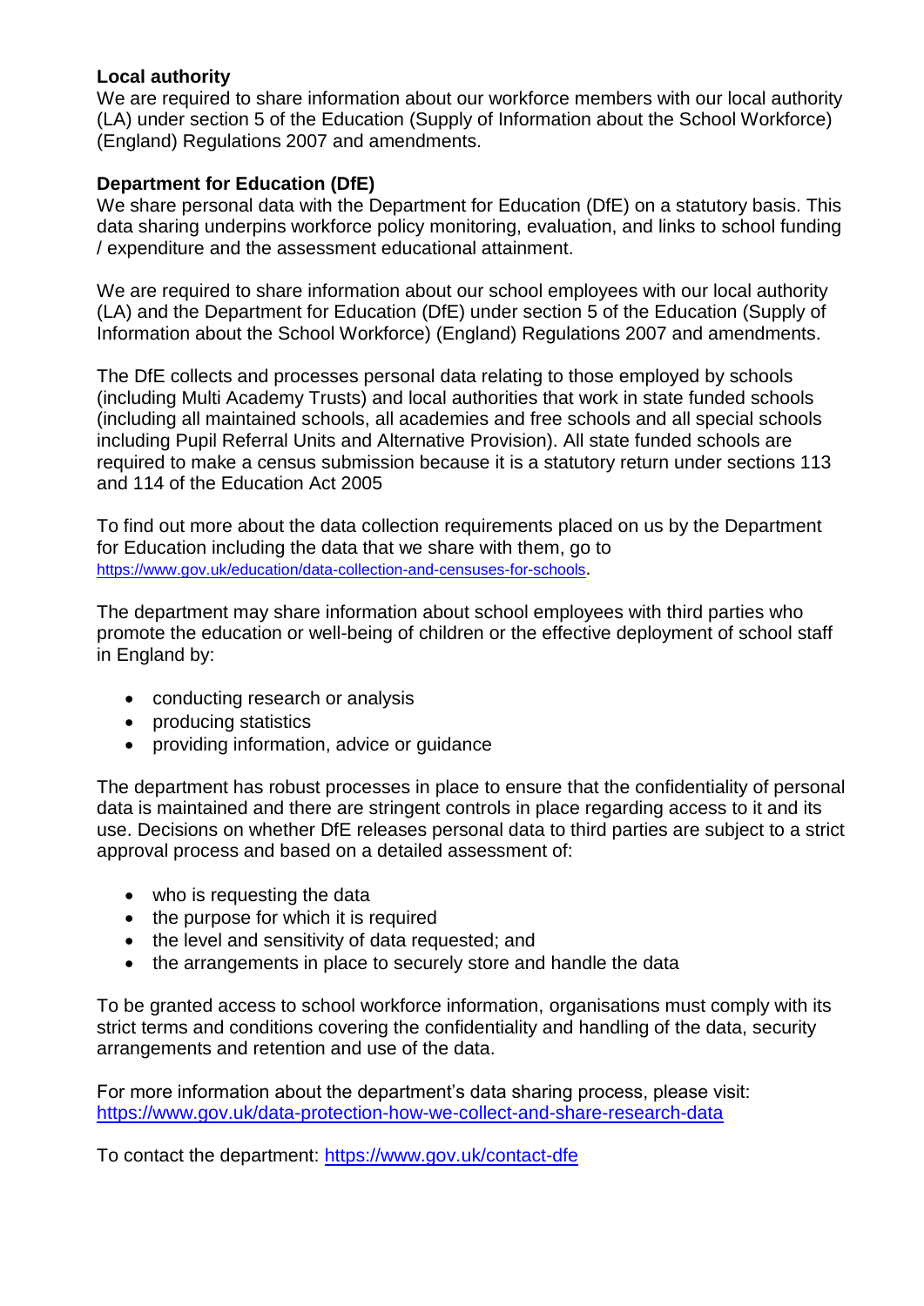**Local authority**
We are required to share information about our workforce members with our local authority (LA) under section 5 of the Education (Supply of Information about the School Workforce) (England) Regulations 2007 and amendments.

**Department for Education (DfE)**
We share personal data with the Department for Education (DfE) on a statutory basis. This data sharing underpins workforce policy monitoring, evaluation, and links to school funding / expenditure and the assessment educational attainment.

We are required to share information about our school employees with our local authority (LA) and the Department for Education (DfE) under section 5 of the Education (Supply of Information about the School Workforce) (England) Regulations 2007 and amendments.

The DfE collects and processes personal data relating to those employed by schools (including Multi Academy Trusts) and local authorities that work in state funded schools (including all maintained schools, all academies and free schools and all special schools including Pupil Referral Units and Alternative Provision). All state funded schools are required to make a census submission because it is a statutory return under sections 113 and 114 of the Education Act 2005

To find out more about the data collection requirements placed on us by the Department for Education including the data that we share with them, go to https://www.gov.uk/education/data-collection-and-censuses-for-schools.

The department may share information about school employees with third parties who promote the education or well-being of children or the effective deployment of school staff in England by:

- conducting research or analysis
- producing statistics
- providing information, advice or guidance

The department has robust processes in place to ensure that the confidentiality of personal data is maintained and there are stringent controls in place regarding access to it and its use. Decisions on whether DfE releases personal data to third parties are subject to a strict approval process and based on a detailed assessment of:

- who is requesting the data
- the purpose for which it is required
- the level and sensitivity of data requested; and
- the arrangements in place to securely store and handle the data

To be granted access to school workforce information, organisations must comply with its strict terms and conditions covering the confidentiality and handling of the data, security arrangements and retention and use of the data.

For more information about the department's data sharing process, please visit: https://www.gov.uk/data-protection-how-we-collect-and-share-research-data

To contact the department: https://www.gov.uk/contact-dfe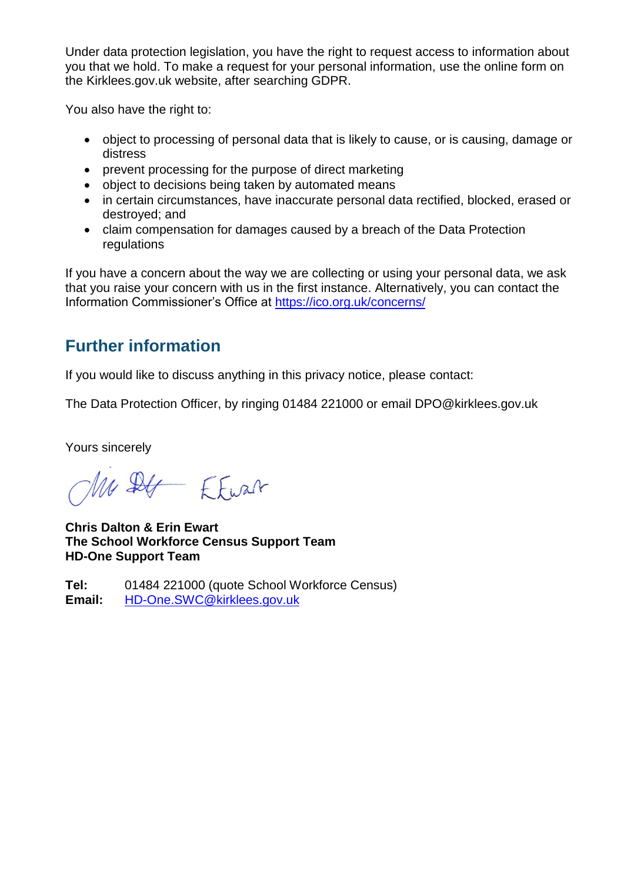Under data protection legislation, you have the right to request access to information about you that we hold. To make a request for your personal information, use the online form on the Kirklees.gov.uk website, after searching GDPR.

You also have the right to:

- object to processing of personal data that is likely to cause, or is causing, damage or distress
- prevent processing for the purpose of direct marketing
- object to decisions being taken by automated means
- in certain circumstances, have inaccurate personal data rectified, blocked, erased or destroyed; and
- claim compensation for damages caused by a breach of the Data Protection regulations

If you have a concern about the way we are collecting or using your personal data, we ask that you raise your concern with us in the first instance. Alternatively, you can contact the Information Commissioner's Office at https://ico.org.uk/concerns/

## Further information

If you would like to discuss anything in this privacy notice, please contact:

The Data Protection Officer, by ringing 01484 221000 or email DPO@kirklees.gov.uk

Yours sincerely

**Chris Dalton & Erin Ewart**
**The School Workforce Census Support Team**
**HD-One Support Team**

**Tel:** 01484 221000 (quote School Workforce Census)
**Email:** HD-One.SWC@kirklees.gov.uk